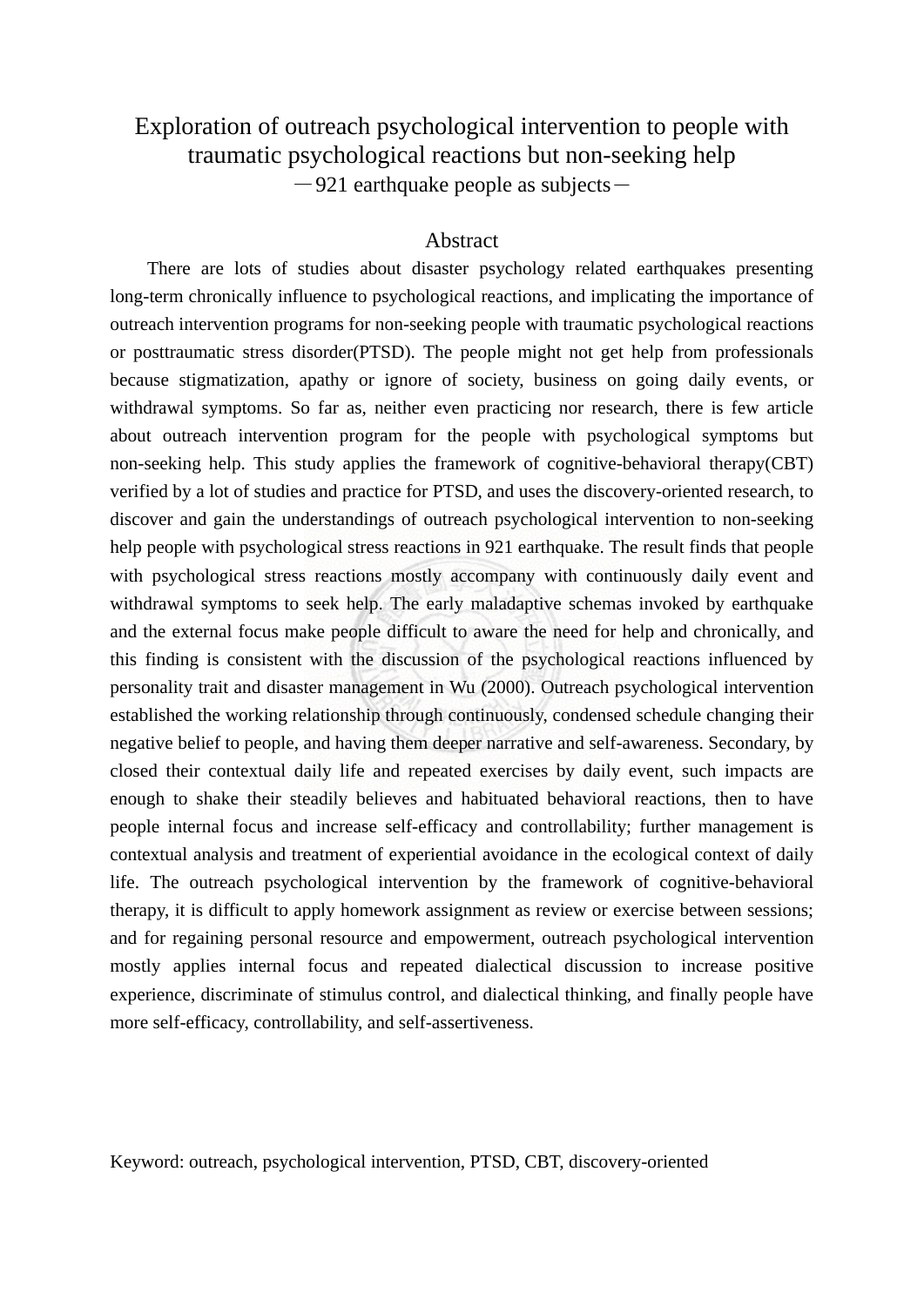# Exploration of outreach psychological intervention to people with traumatic psychological reactions but non-seeking help

－921 earthquake people as subjects－

## Abstract

There are lots of studies about disaster psychology related earthquakes presenting long-term chronically influence to psychological reactions, and implicating the importance of outreach intervention programs for non-seeking people with traumatic psychological reactions or posttraumatic stress disorder(PTSD). The people might not get help from professionals because stigmatization, apathy or ignore of society, business on going daily events, or withdrawal symptoms. So far as, neither even practicing nor research, there is few article about outreach intervention program for the people with psychological symptoms but non-seeking help. This study applies the framework of cognitive-behavioral therapy(CBT) verified by a lot of studies and practice for PTSD, and uses the discovery-oriented research, to discover and gain the understandings of outreach psychological intervention to non-seeking help people with psychological stress reactions in 921 earthquake. The result finds that people with psychological stress reactions mostly accompany with continuously daily event and withdrawal symptoms to seek help. The early maladaptive schemas invoked by earthquake and the external focus make people difficult to aware the need for help and chronically, and this finding is consistent with the discussion of the psychological reactions influenced by personality trait and disaster management in Wu (2000). Outreach psychological intervention established the working relationship through continuously, condensed schedule changing their negative belief to people, and having them deeper narrative and self-awareness. Secondary, by closed their contextual daily life and repeated exercises by daily event, such impacts are enough to shake their steadily believes and habituated behavioral reactions, then to have people internal focus and increase self-efficacy and controllability; further management is contextual analysis and treatment of experiential avoidance in the ecological context of daily life. The outreach psychological intervention by the framework of cognitive-behavioral therapy, it is difficult to apply homework assignment as review or exercise between sessions; and for regaining personal resource and empowerment, outreach psychological intervention mostly applies internal focus and repeated dialectical discussion to increase positive experience, discriminate of stimulus control, and dialectical thinking, and finally people have more self-efficacy, controllability, and self-assertiveness.

Keyword: outreach, psychological intervention, PTSD, CBT, discovery-oriented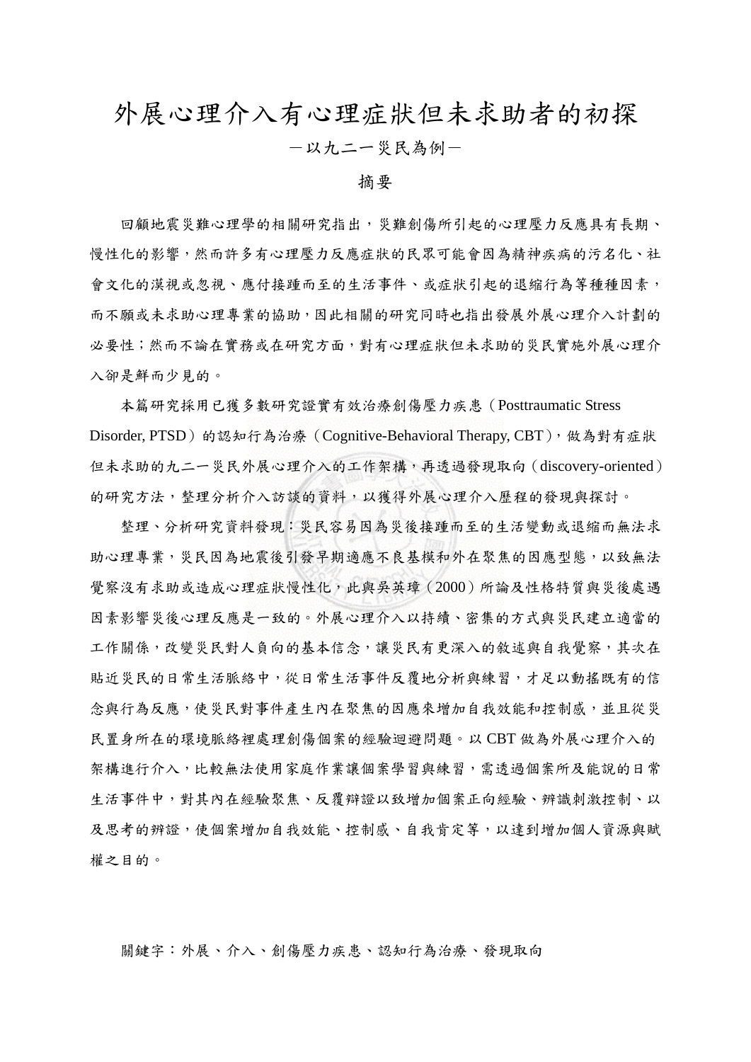# 外展心理介入有心理症狀但未求助者的初探

—以九二一災民為例—

## 摘要

回顧地震災難心理學的相關研究指出，災難創傷所引起的心理壓力反應具有長期、慢性化的影響，然而許多有心理壓力反應症狀的民眾可能會因為精神疾病的污名化、社會文化的漠視或忽視、應付接踵而至的生活事件、或症狀引起的退縮行為等種種因素，而不願或未求助心理專業的協助，因此相關的研究同時也指出發展外展心理介入計劃的必要性；然而不論在實務或在研究方面，對有心理症狀但未求助的災民實施外展心理介入卻是鮮而少見的。

本篇研究採用已獲多數研究證實有效治療創傷壓力疾患（Posttraumatic Stress Disorder, PTSD）的認知行為治療（Cognitive-Behavioral Therapy, CBT），做為對有症狀但未求助的九二一災民外展心理介入的工作架構，再透過發現取向（discovery-oriented）的研究方法，整理分析介入訪談的資料，以獲得外展心理介入歷程的發現與探討。

整理、分析研究資料發現：災民容易因為災後接踵而至的生活變動或退縮而無法求助心理專業，災民因為地震後引發早期適應不良基模和外在聚焦的因應型態，以致無法覺察沒有求助或造成心理症狀慢性化，此與吳英璋（2000）所論及性格特質與災後處遇因素影響災後心理反應是一致的。外展心理介入以持續、密集的方式與災民建立適當的工作關係，改變災民對人負向的基本信念，讓災民有更深入的敘述與自我覺察，其次在貼近災民的日常生活脈絡中，從日常生活事件反覆地分析與練習，才足以動搖既有的信念與行為反應，使災民對事件產生內在聚焦的因應來增加自我效能和控制感，並且從災民置身所在的環境脈絡裡處理創傷個案的經驗迴避問題。以 CBT 做為外展心理介入的架構進行介入，比較無法使用家庭作業讓個案學習與練習，需透過個案所及能說的日常生活事件中，對其內在經驗聚焦、反覆辯證以致增加個案正向經驗、辨識刺激控制、以及思考的辨證，使個案增加自我效能、控制感、自我肯定等，以達到增加個人資源與賦權之目的。

關鍵字：外展、介入、創傷壓力疾患、認知行為治療、發現取向